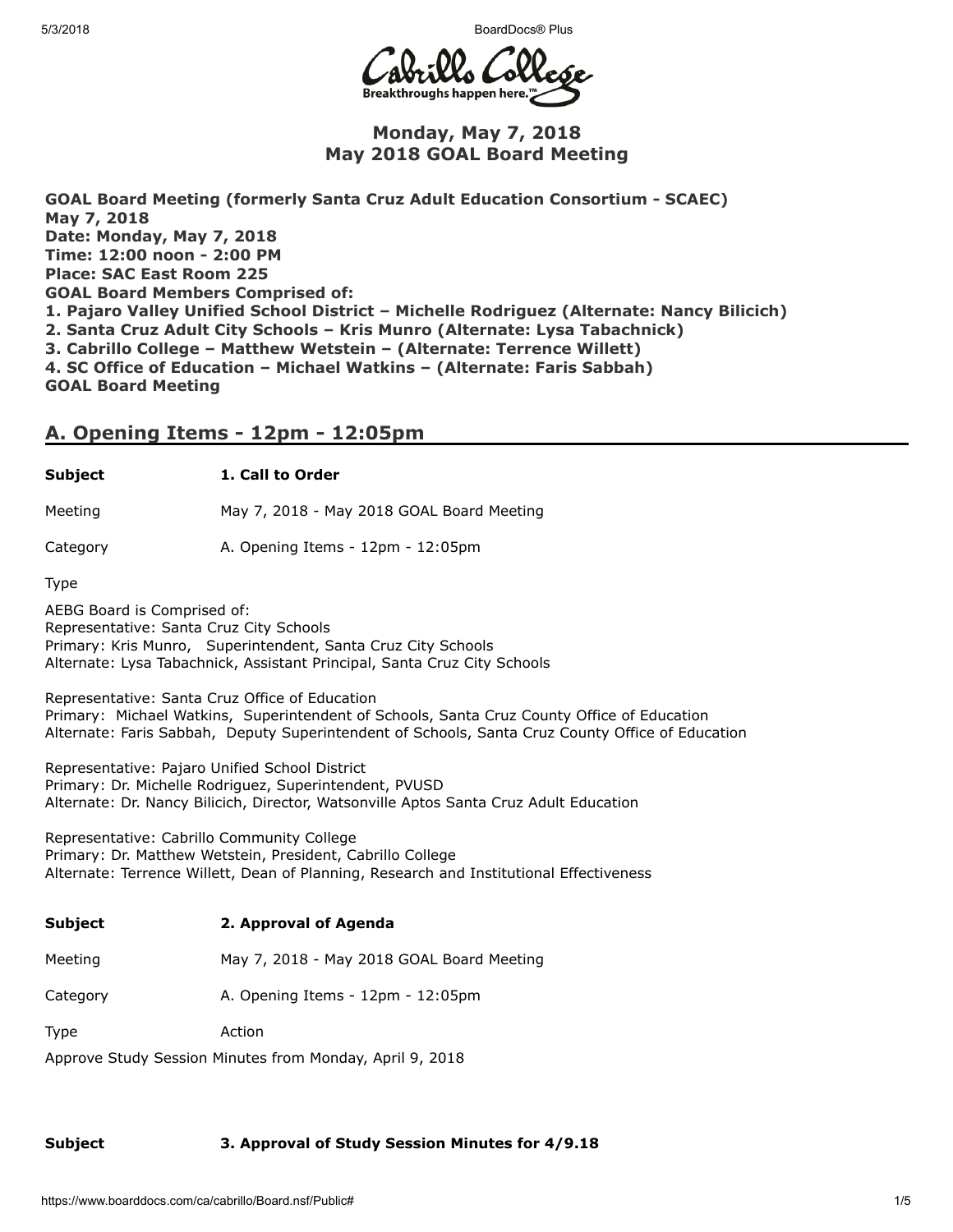# Monday, May 7, 2018
# May 2018 GOAL Board Meeting

**GOAL Board Meeting (formerly Santa Cruz Adult Education Consortium - SCAEC)**
**May 7, 2018**
**Date: Monday, May 7, 2018**
**Time: 12:00 noon - 2:00 PM**
**Place: SAC East Room 225**
**GOAL Board Members Comprised of:**
**1. Pajaro Valley Unified School District – Michelle Rodriguez (Alternate: Nancy Bilicich)**
**2. Santa Cruz Adult City Schools – Kris Munro (Alternate: Lysa Tabachnick)**
**3. Cabrillo College – Matthew Wetstein – (Alternate: Terrence Willett)**
**4. SC Office of Education – Michael Watkins – (Alternate: Faris Sabbah)**
**GOAL Board Meeting**

## A. Opening Items - 12pm - 12:05pm

| **Subject** | **1. Call to Order** |
|---|---|
| Meeting | May 7, 2018 - May 2018 GOAL Board Meeting |
| Category | A. Opening Items - 12pm - 12:05pm |
| Type | |

AEBG Board is Comprised of:
Representative: Santa Cruz City Schools
Primary: Kris Munro, Superintendent, Santa Cruz City Schools
Alternate: Lysa Tabachnick, Assistant Principal, Santa Cruz City Schools

Representative: Santa Cruz Office of Education
Primary: Michael Watkins, Superintendent of Schools, Santa Cruz County Office of Education
Alternate: Faris Sabbah, Deputy Superintendent of Schools, Santa Cruz County Office of Education

Representative: Pajaro Unified School District
Primary: Dr. Michelle Rodriguez, Superintendent, PVUSD
Alternate: Dr. Nancy Bilicich, Director, Watsonville Aptos Santa Cruz Adult Education

Representative: Cabrillo Community College
Primary: Dr. Matthew Wetstein, President, Cabrillo College
Alternate: Terrence Willett, Dean of Planning, Research and Institutional Effectiveness

| **Subject** | **2. Approval of Agenda** |
|---|---|
| Meeting | May 7, 2018 - May 2018 GOAL Board Meeting |
| Category | A. Opening Items - 12pm - 12:05pm |
| Type | Action |

Approve Study Session Minutes from Monday, April 9, 2018

| **Subject** | **3. Approval of Study Session Minutes for 4/9.18** |
|---|---|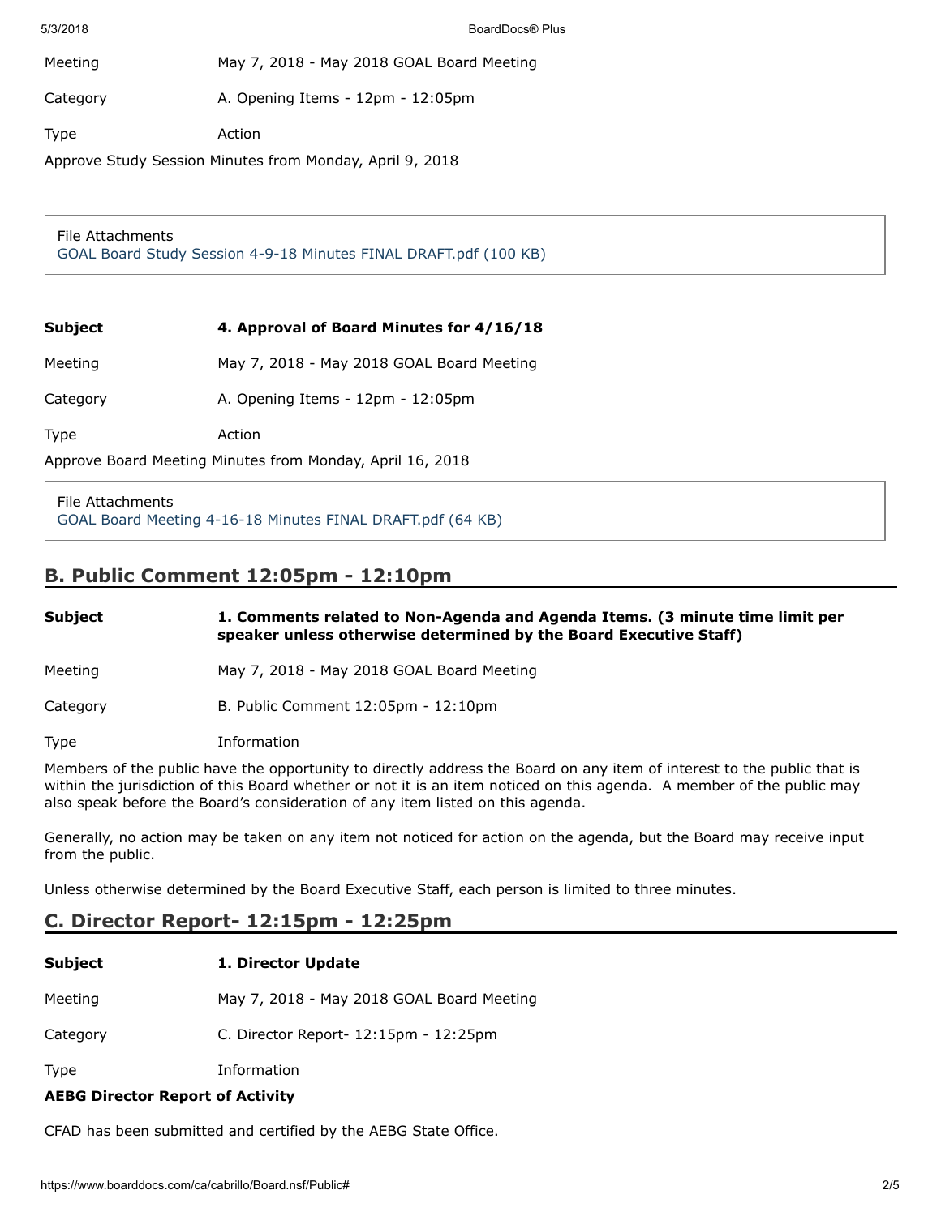| | |
|---|---|
| Meeting | May 7, 2018 - May 2018 GOAL Board Meeting |
| Category | A. Opening Items - 12pm - 12:05pm |
| Type | Action |

Approve Study Session Minutes from Monday, April 9, 2018

File Attachments
GOAL Board Study Session 4-9-18 Minutes FINAL DRAFT.pdf (100 KB)

| | |
|---|---|
| **Subject** | **4. Approval of Board Minutes for 4/16/18** |
| Meeting | May 7, 2018 - May 2018 GOAL Board Meeting |
| Category | A. Opening Items - 12pm - 12:05pm |
| Type | Action |

Approve Board Meeting Minutes from Monday, April 16, 2018

File Attachments
GOAL Board Meeting 4-16-18 Minutes FINAL DRAFT.pdf (64 KB)

## B. Public Comment 12:05pm - 12:10pm

| | |
|---|---|
| **Subject** | **1. Comments related to Non-Agenda and Agenda Items. (3 minute time limit per speaker unless otherwise determined by the Board Executive Staff)** |
| Meeting | May 7, 2018 - May 2018 GOAL Board Meeting |
| Category | B. Public Comment 12:05pm - 12:10pm |
| Type | Information |

Members of the public have the opportunity to directly address the Board on any item of interest to the public that is within the jurisdiction of this Board whether or not it is an item noticed on this agenda. A member of the public may also speak before the Board's consideration of any item listed on this agenda.

Generally, no action may be taken on any item not noticed for action on the agenda, but the Board may receive input from the public.

Unless otherwise determined by the Board Executive Staff, each person is limited to three minutes.

## C. Director Report- 12:15pm - 12:25pm

| | |
|---|---|
| **Subject** | **1. Director Update** |
| Meeting | May 7, 2018 - May 2018 GOAL Board Meeting |
| Category | C. Director Report- 12:15pm - 12:25pm |
| Type | Information |

**AEBG Director Report of Activity**

CFAD has been submitted and certified by the AEBG State Office.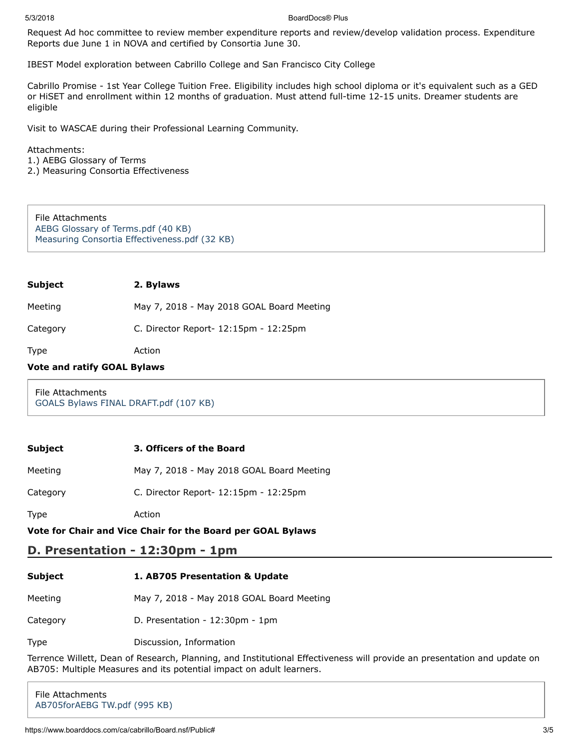Request Ad hoc committee to review member expenditure reports and review/develop validation process. Expenditure Reports due June 1 in NOVA and certified by Consortia June 30.

IBEST Model exploration between Cabrillo College and San Francisco City College

Cabrillo Promise - 1st Year College Tuition Free. Eligibility includes high school diploma or it's equivalent such as a GED or HiSET and enrollment within 12 months of graduation. Must attend full-time 12-15 units. Dreamer students are eligible

Visit to WASCAE during their Professional Learning Community.

Attachments:
1.) AEBG Glossary of Terms
2.) Measuring Consortia Effectiveness

File Attachments
AEBG Glossary of Terms.pdf (40 KB)
Measuring Consortia Effectiveness.pdf (32 KB)

| | |
|---|---|
| **Subject** | **2. Bylaws** |
| Meeting | May 7, 2018 - May 2018 GOAL Board Meeting |
| Category | C. Director Report- 12:15pm - 12:25pm |
| Type | Action |

**Vote and ratify GOAL Bylaws**

File Attachments
GOALS Bylaws FINAL DRAFT.pdf (107 KB)

| | |
|---|---|
| **Subject** | **3. Officers of the Board** |
| Meeting | May 7, 2018 - May 2018 GOAL Board Meeting |
| Category | C. Director Report- 12:15pm - 12:25pm |
| Type | Action |

**Vote for Chair and Vice Chair for the Board per GOAL Bylaws**

## D. Presentation - 12:30pm - 1pm

| | |
|---|---|
| **Subject** | **1. AB705 Presentation & Update** |
| Meeting | May 7, 2018 - May 2018 GOAL Board Meeting |
| Category | D. Presentation - 12:30pm - 1pm |
| Type | Discussion, Information |

Terrence Willett, Dean of Research, Planning, and Institutional Effectiveness will provide an presentation and update on AB705: Multiple Measures and its potential impact on adult learners.

File Attachments
AB705forAEBG TW.pdf (995 KB)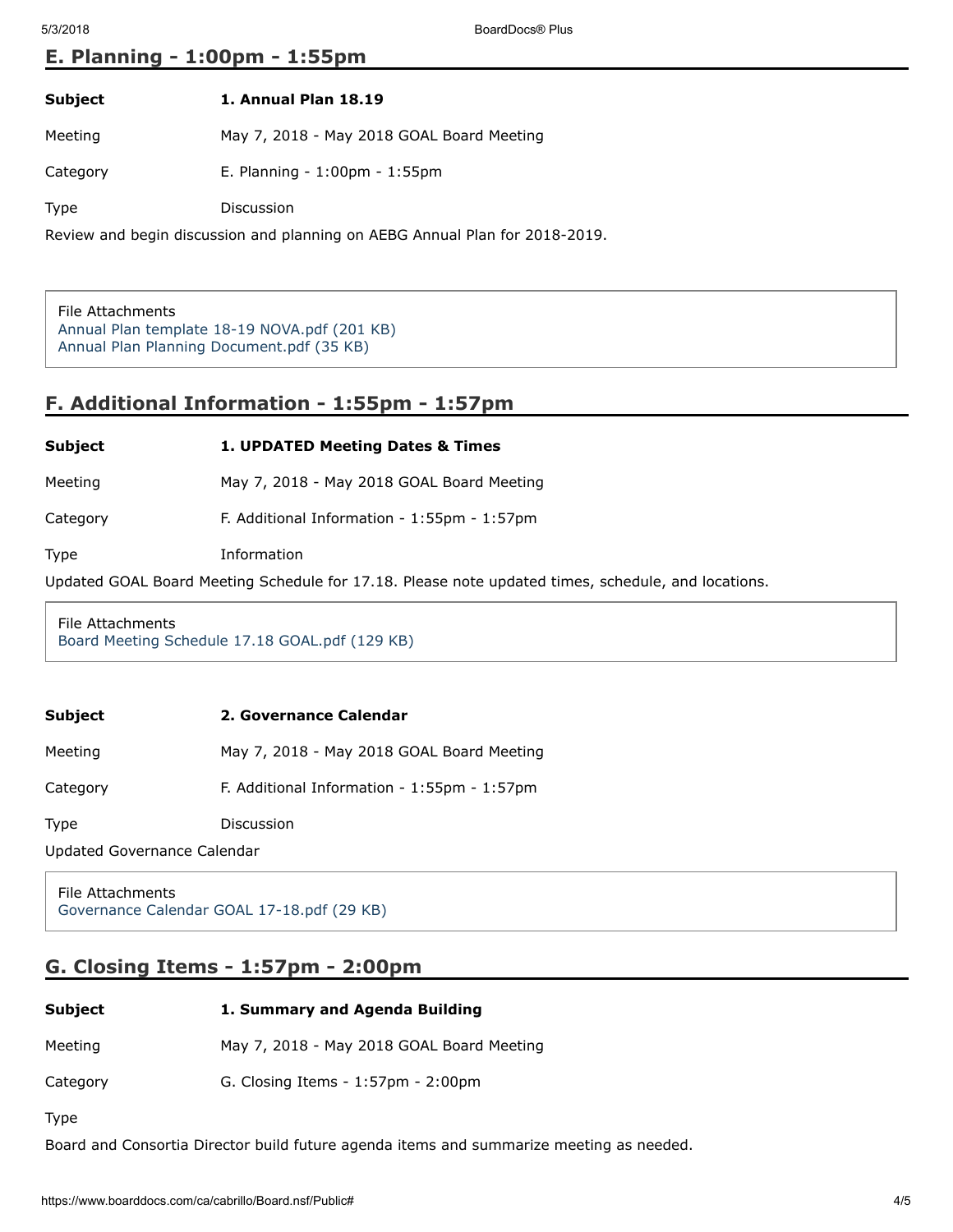## E. Planning - 1:00pm - 1:55pm

| | |
|---|---|
| **Subject** | **1. Annual Plan 18.19** |
| Meeting | May 7, 2018 - May 2018 GOAL Board Meeting |
| Category | E. Planning - 1:00pm - 1:55pm |
| Type | Discussion |

Review and begin discussion and planning on AEBG Annual Plan for 2018-2019.

File Attachments
Annual Plan template 18-19 NOVA.pdf (201 KB)
Annual Plan Planning Document.pdf (35 KB)

## F. Additional Information - 1:55pm - 1:57pm

| | |
|---|---|
| **Subject** | **1. UPDATED Meeting Dates & Times** |
| Meeting | May 7, 2018 - May 2018 GOAL Board Meeting |
| Category | F. Additional Information - 1:55pm - 1:57pm |
| Type | Information |

Updated GOAL Board Meeting Schedule for 17.18. Please note updated times, schedule, and locations.

File Attachments
Board Meeting Schedule 17.18 GOAL.pdf (129 KB)

| | |
|---|---|
| **Subject** | **2. Governance Calendar** |
| Meeting | May 7, 2018 - May 2018 GOAL Board Meeting |
| Category | F. Additional Information - 1:55pm - 1:57pm |
| Type | Discussion |

Updated Governance Calendar

File Attachments
Governance Calendar GOAL 17-18.pdf (29 KB)

## G. Closing Items - 1:57pm - 2:00pm

| | |
|---|---|
| **Subject** | **1. Summary and Agenda Building** |
| Meeting | May 7, 2018 - May 2018 GOAL Board Meeting |
| Category | G. Closing Items - 1:57pm - 2:00pm |
| Type | |

Board and Consortia Director build future agenda items and summarize meeting as needed.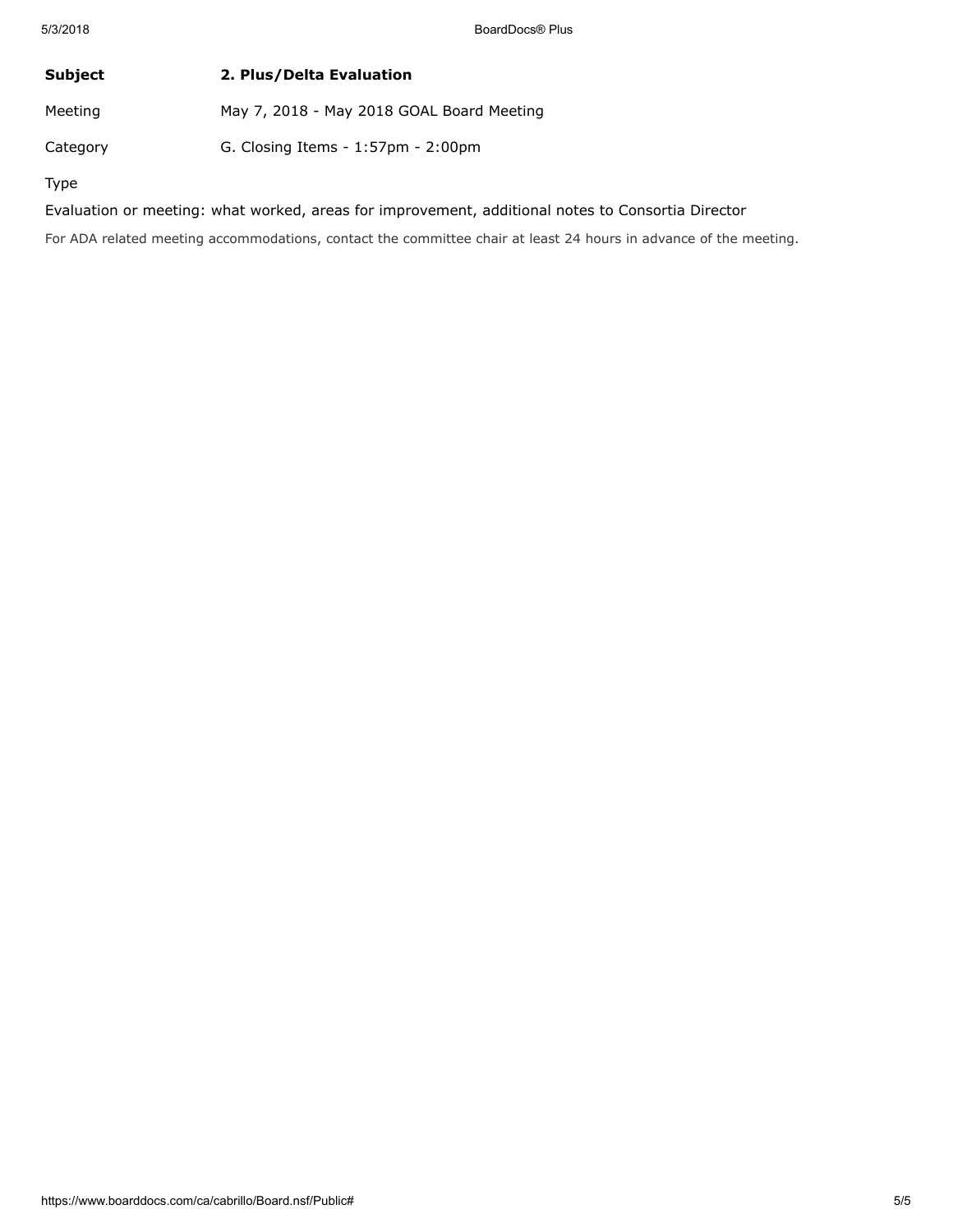| | |
|---|---|
| **Subject** | **2. Plus/Delta Evaluation** |
| Meeting | May 7, 2018 - May 2018 GOAL Board Meeting |
| Category | G. Closing Items - 1:57pm - 2:00pm |
| Type | |

Evaluation or meeting: what worked, areas for improvement, additional notes to Consortia Director

For ADA related meeting accommodations, contact the committee chair at least 24 hours in advance of the meeting.